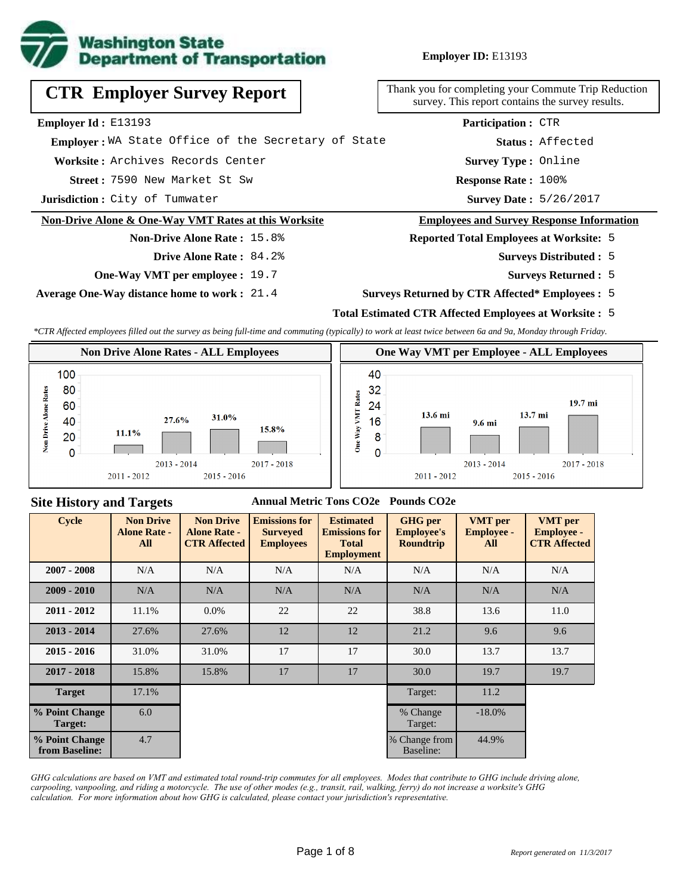Washington State Department of Transportation

**Employer ID:** E13193

# CTR Employer Survey Report

Thank you for completing your Commute Trip Reduction survey. This report contains the survey results.

**Employer Id :** E13193
**Employer :** WA State Office of the Secretary of State
**Worksite :** Archives Records Center
**Street :** 7590 New Market St Sw
**Jurisdiction :** City of Tumwater

**Participation :** CTR
**Status :** Affected
**Survey Type :** Online
**Response Rate :** 100%
**Survey Date :** 5/26/2017

## Non-Drive Alone & One-Way VMT Rates at this Worksite

**Non-Drive Alone Rate :** 15.8%
**Drive Alone Rate :** 84.2%
**One-Way VMT per employee :** 19.7
**Average One-Way distance home to work :** 21.4

## Employees and Survey Response Information

**Reported Total Employees at Worksite:** 5
**Surveys Distributed :** 5
**Surveys Returned :** 5
**Surveys Returned by CTR Affected* Employees :** 5
**Total Estimated CTR Affected Employees at Worksite :** 5

*\*CTR Affected employees filled out the survey as being full-time and commuting (typically) to work at least twice between 6a and 9a, Monday through Friday.*

### Non Drive Alone Rates - ALL Employees

| Cycle | Non Drive Alone Rate |
|---|---|
| 2011 - 2012 | 11.1% |
| 2013 - 2014 | 27.6% |
| 2015 - 2016 | 31.0% |
| 2017 - 2018 | 15.8% |

### One Way VMT per Employee - ALL Employees

| Cycle | One Way VMT |
|---|---|
| 2011 - 2012 | 13.6 mi |
| 2013 - 2014 | 9.6 mi |
| 2015 - 2016 | 13.7 mi |
| 2017 - 2018 | 19.7 mi |

## Site History and Targets

Annual Metric Tons CO2e — Pounds CO2e

| Cycle | Non Drive Alone Rate - All | Non Drive Alone Rate - CTR Affected | Emissions for Surveyed Employees | Estimated Emissions for Total Employment | GHG per Employee's Roundtrip | VMT per Employee - All | VMT per Employee - CTR Affected |
|---|---|---|---|---|---|---|---|
| 2007 - 2008 | N/A | N/A | N/A | N/A | N/A | N/A | N/A |
| 2009 - 2010 | N/A | N/A | N/A | N/A | N/A | N/A | N/A |
| 2011 - 2012 | 11.1% | 0.0% | 22 | 22 | 38.8 | 13.6 | 11.0 |
| 2013 - 2014 | 27.6% | 27.6% | 12 | 12 | 21.2 | 9.6 | 9.6 |
| 2015 - 2016 | 31.0% | 31.0% | 17 | 17 | 30.0 | 13.7 | 13.7 |
| 2017 - 2018 | 15.8% | 15.8% | 17 | 17 | 30.0 | 19.7 | 19.7 |
| Target | 17.1% | | | | Target: | 11.2 | |
| % Point Change Target: | 6.0 | | | | % Change Target: | -18.0% | |
| % Point Change from Baseline: | 4.7 | | | | % Change from Baseline: | 44.9% | |

*GHG calculations are based on VMT and estimated total round-trip commutes for all employees. Modes that contribute to GHG include driving alone, carpooling, vanpooling, and riding a motorcycle. The use of other modes (e.g., transit, rail, walking, ferry) do not increase a worksite's GHG calculation. For more information about how GHG is calculated, please contact your jurisdiction's representative.*

*Report generated on 11/3/2017*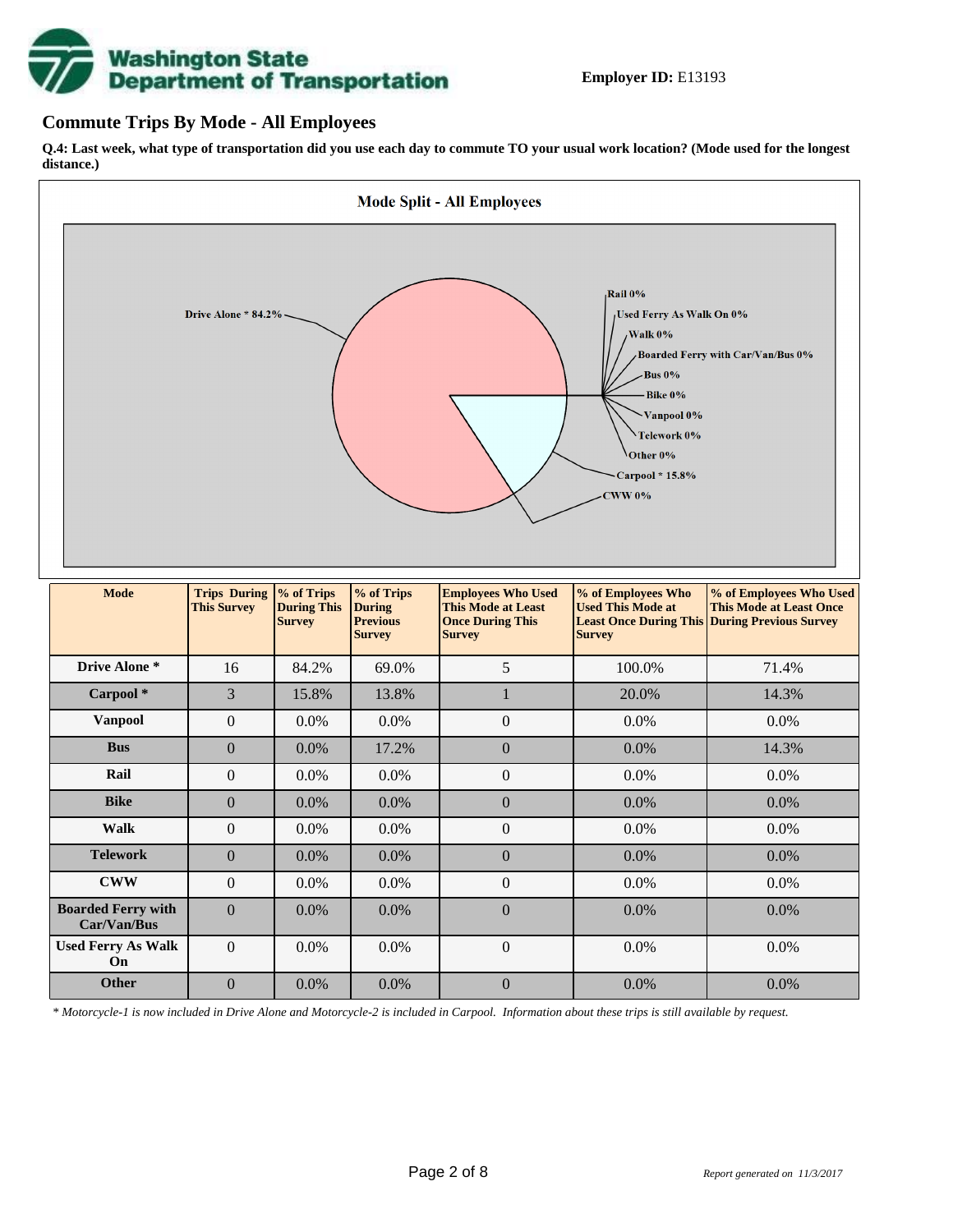**Employer ID:** E13193

## Commute Trips By Mode - All Employees

**Q.4: Last week, what type of transportation did you use each day to commute TO your usual work location? (Mode used for the longest distance.)**

**Mode Split - All Employees**

Drive Alone * 84.2%
Rail 0%
Used Ferry As Walk On 0%
Walk 0%
Boarded Ferry with Car/Van/Bus 0%
Bus 0%
Bike 0%
Vanpool 0%
Telework 0%
Other 0%
Carpool * 15.8%
CWW 0%

| Mode | Trips During This Survey | % of Trips During This Survey | % of Trips During Previous Survey | Employees Who Used This Mode at Least Once During This Survey | % of Employees Who Used This Mode at Least Once During This Survey | % of Employees Who Used This Mode at Least Once During Previous Survey |
|---|---|---|---|---|---|---|
| **Drive Alone *** | 16 | 84.2% | 69.0% | 5 | 100.0% | 71.4% |
| **Carpool *** | 3 | 15.8% | 13.8% | 1 | 20.0% | 14.3% |
| **Vanpool** | 0 | 0.0% | 0.0% | 0 | 0.0% | 0.0% |
| **Bus** | 0 | 0.0% | 17.2% | 0 | 0.0% | 14.3% |
| **Rail** | 0 | 0.0% | 0.0% | 0 | 0.0% | 0.0% |
| **Bike** | 0 | 0.0% | 0.0% | 0 | 0.0% | 0.0% |
| **Walk** | 0 | 0.0% | 0.0% | 0 | 0.0% | 0.0% |
| **Telework** | 0 | 0.0% | 0.0% | 0 | 0.0% | 0.0% |
| **CWW** | 0 | 0.0% | 0.0% | 0 | 0.0% | 0.0% |
| **Boarded Ferry with Car/Van/Bus** | 0 | 0.0% | 0.0% | 0 | 0.0% | 0.0% |
| **Used Ferry As Walk On** | 0 | 0.0% | 0.0% | 0 | 0.0% | 0.0% |
| **Other** | 0 | 0.0% | 0.0% | 0 | 0.0% | 0.0% |

*\* Motorcycle-1 is now included in Drive Alone and Motorcycle-2 is included in Carpool. Information about these trips is still available by request.*

*Report generated on 11/3/2017*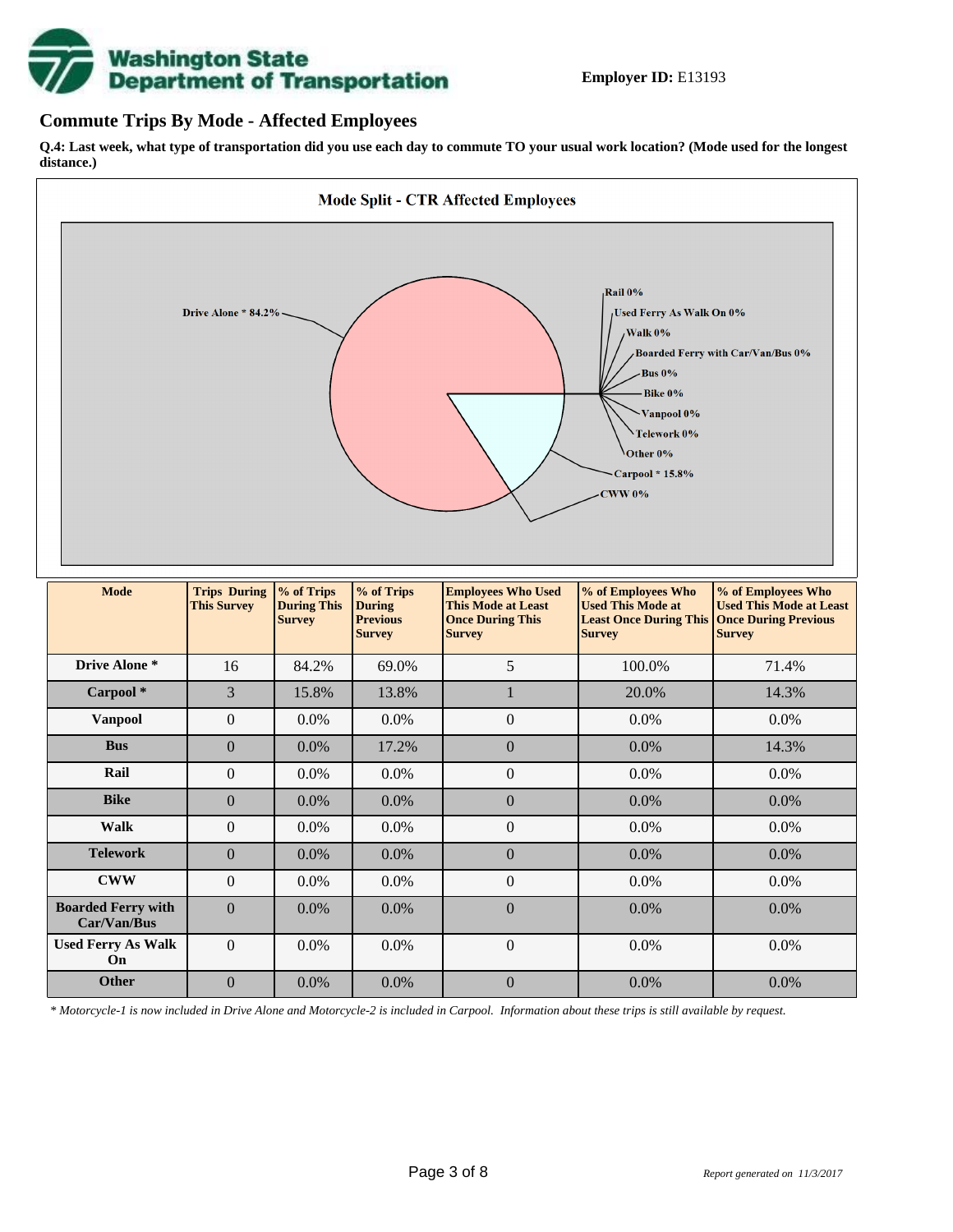**Employer ID:** E13193

## Commute Trips By Mode - Affected Employees

**Q.4: Last week, what type of transportation did you use each day to commute TO your usual work location? (Mode used for the longest distance.)**

**Mode Split - CTR Affected Employees**

Drive Alone * 84.2%
Rail 0%
Used Ferry As Walk On 0%
Walk 0%
Boarded Ferry with Car/Van/Bus 0%
Bus 0%
Bike 0%
Vanpool 0%
Telework 0%
Other 0%
Carpool * 15.8%
CWW 0%

| Mode | Trips During This Survey | % of Trips During This Survey | % of Trips During Previous Survey | Employees Who Used This Mode at Least Once During This Survey | % of Employees Who Used This Mode at Least Once During This Survey | % of Employees Who Used This Mode at Least Once During Previous Survey |
|---|---|---|---|---|---|---|
| **Drive Alone *** | 16 | 84.2% | 69.0% | 5 | 100.0% | 71.4% |
| **Carpool *** | 3 | 15.8% | 13.8% | 1 | 20.0% | 14.3% |
| **Vanpool** | 0 | 0.0% | 0.0% | 0 | 0.0% | 0.0% |
| **Bus** | 0 | 0.0% | 17.2% | 0 | 0.0% | 14.3% |
| **Rail** | 0 | 0.0% | 0.0% | 0 | 0.0% | 0.0% |
| **Bike** | 0 | 0.0% | 0.0% | 0 | 0.0% | 0.0% |
| **Walk** | 0 | 0.0% | 0.0% | 0 | 0.0% | 0.0% |
| **Telework** | 0 | 0.0% | 0.0% | 0 | 0.0% | 0.0% |
| **CWW** | 0 | 0.0% | 0.0% | 0 | 0.0% | 0.0% |
| **Boarded Ferry with Car/Van/Bus** | 0 | 0.0% | 0.0% | 0 | 0.0% | 0.0% |
| **Used Ferry As Walk On** | 0 | 0.0% | 0.0% | 0 | 0.0% | 0.0% |
| **Other** | 0 | 0.0% | 0.0% | 0 | 0.0% | 0.0% |

*\* Motorcycle-1 is now included in Drive Alone and Motorcycle-2 is included in Carpool. Information about these trips is still available by request.*

*Report generated on 11/3/2017*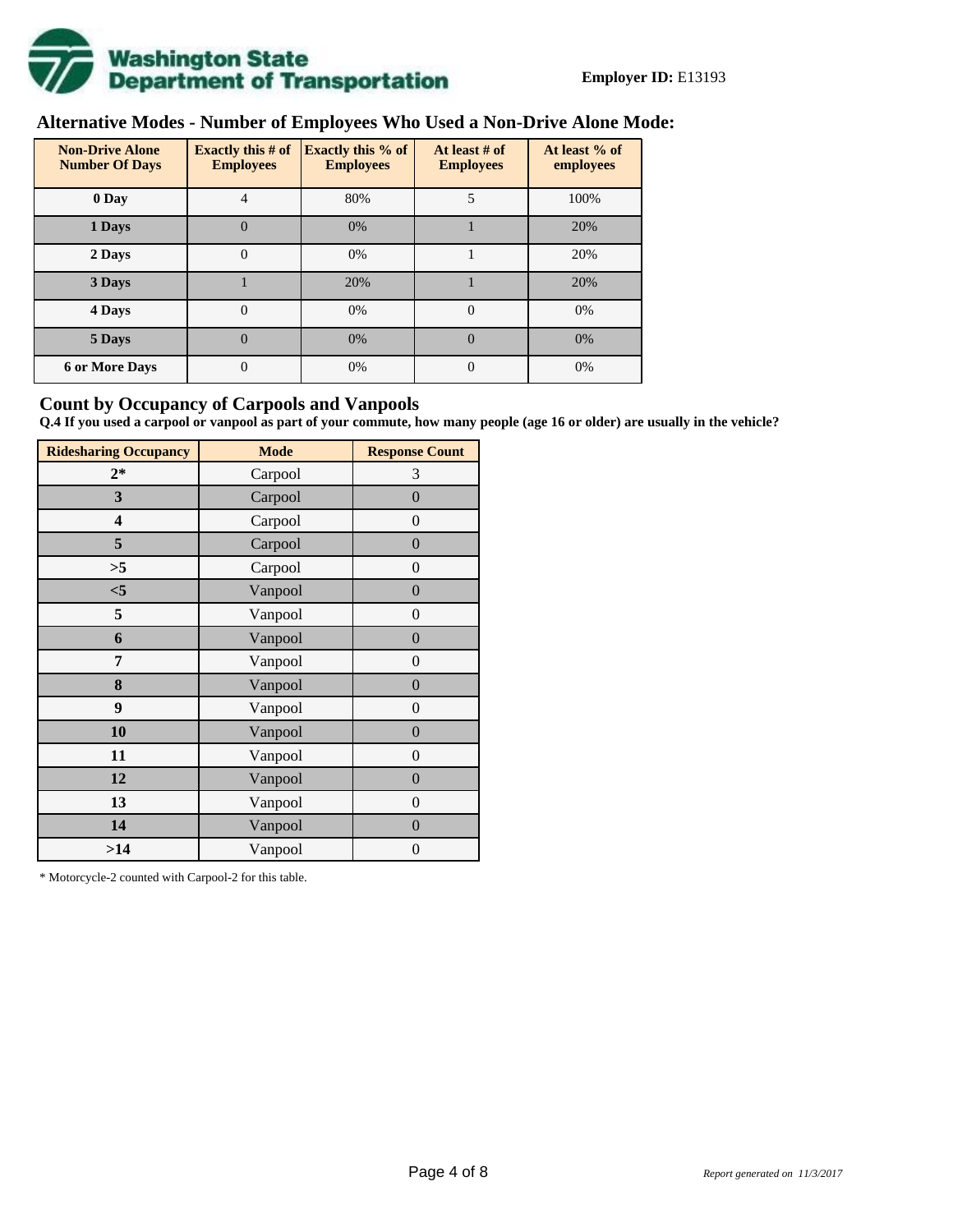**Employer ID:** E13193

## Alternative Modes - Number of Employees Who Used a Non-Drive Alone Mode:

| Non-Drive Alone Number Of Days | Exactly this # of Employees | Exactly this % of Employees | At least # of Employees | At least % of employees |
|---|---|---|---|---|
| 0 Day | 4 | 80% | 5 | 100% |
| 1 Days | 0 | 0% | 1 | 20% |
| 2 Days | 0 | 0% | 1 | 20% |
| 3 Days | 1 | 20% | 1 | 20% |
| 4 Days | 0 | 0% | 0 | 0% |
| 5 Days | 0 | 0% | 0 | 0% |
| 6 or More Days | 0 | 0% | 0 | 0% |

## Count by Occupancy of Carpools and Vanpools

**Q.4 If you used a carpool or vanpool as part of your commute, how many people (age 16 or older) are usually in the vehicle?**

| Ridesharing Occupancy | Mode | Response Count |
|---|---|---|
| 2* | Carpool | 3 |
| 3 | Carpool | 0 |
| 4 | Carpool | 0 |
| 5 | Carpool | 0 |
| >5 | Carpool | 0 |
| <5 | Vanpool | 0 |
| 5 | Vanpool | 0 |
| 6 | Vanpool | 0 |
| 7 | Vanpool | 0 |
| 8 | Vanpool | 0 |
| 9 | Vanpool | 0 |
| 10 | Vanpool | 0 |
| 11 | Vanpool | 0 |
| 12 | Vanpool | 0 |
| 13 | Vanpool | 0 |
| 14 | Vanpool | 0 |
| >14 | Vanpool | 0 |

* Motorcycle-2 counted with Carpool-2 for this table.

*Report generated on 11/3/2017*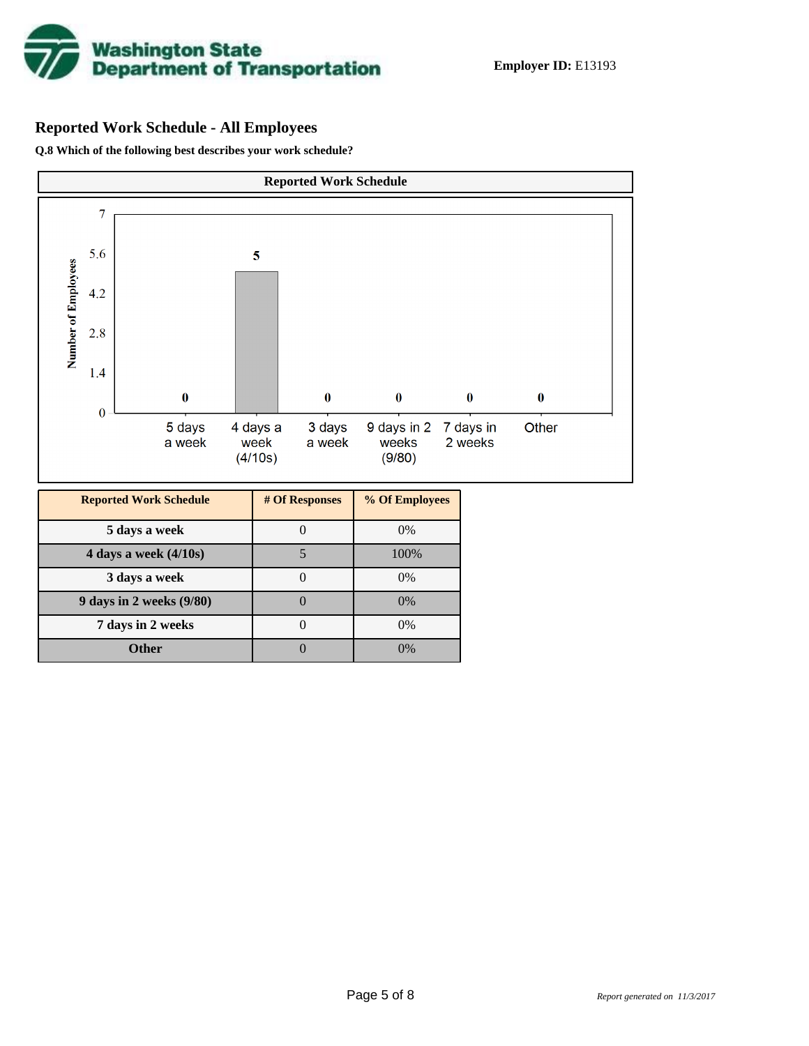**Employer ID:** E13193

## Reported Work Schedule - All Employees

**Q.8 Which of the following best describes your work schedule?**

| Reported Work Schedule | # Of Responses | % Of Employees |
|---|---|---|
| **5 days a week** | 0 | 0% |
| **4 days a week (4/10s)** | 5 | 100% |
| **3 days a week** | 0 | 0% |
| **9 days in 2 weeks (9/80)** | 0 | 0% |
| **7 days in 2 weeks** | 0 | 0% |
| **Other** | 0 | 0% |

*Report generated on 11/3/2017*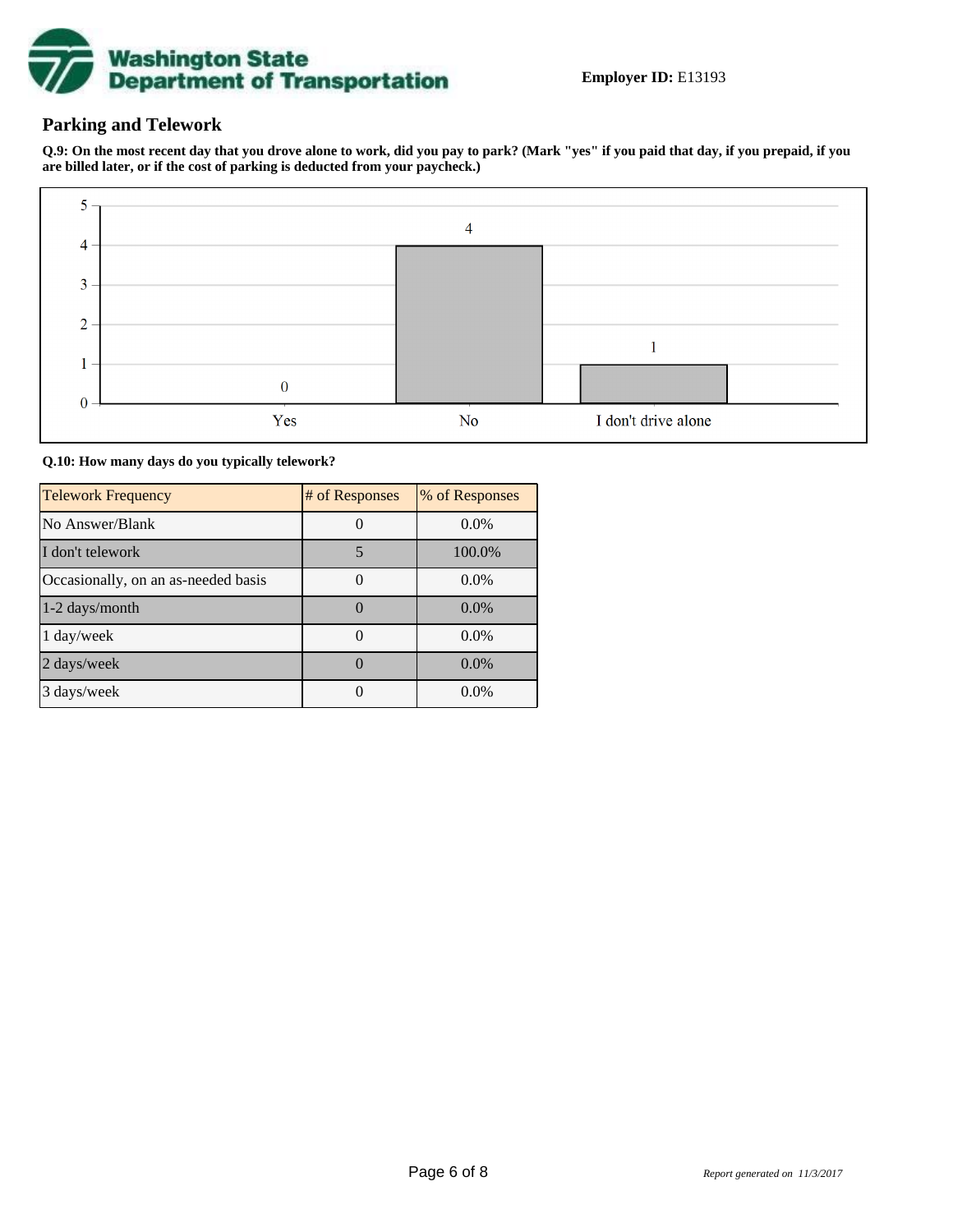**Employer ID:** E13193

## Parking and Telework

**Q.9: On the most recent day that you drove alone to work, did you pay to park? (Mark "yes" if you paid that day, if you prepaid, if you are billed later, or if the cost of parking is deducted from your paycheck.)**

| Response | Count |
|---|---|
| Yes | 0 |
| No | 4 |
| I don't drive alone | 1 |

**Q.10: How many days do you typically telework?**

| Telework Frequency | # of Responses | % of Responses |
|---|---|---|
| No Answer/Blank | 0 | 0.0% |
| I don't telework | 5 | 100.0% |
| Occasionally, on an as-needed basis | 0 | 0.0% |
| 1-2 days/month | 0 | 0.0% |
| 1 day/week | 0 | 0.0% |
| 2 days/week | 0 | 0.0% |
| 3 days/week | 0 | 0.0% |

*Report generated on 11/3/2017*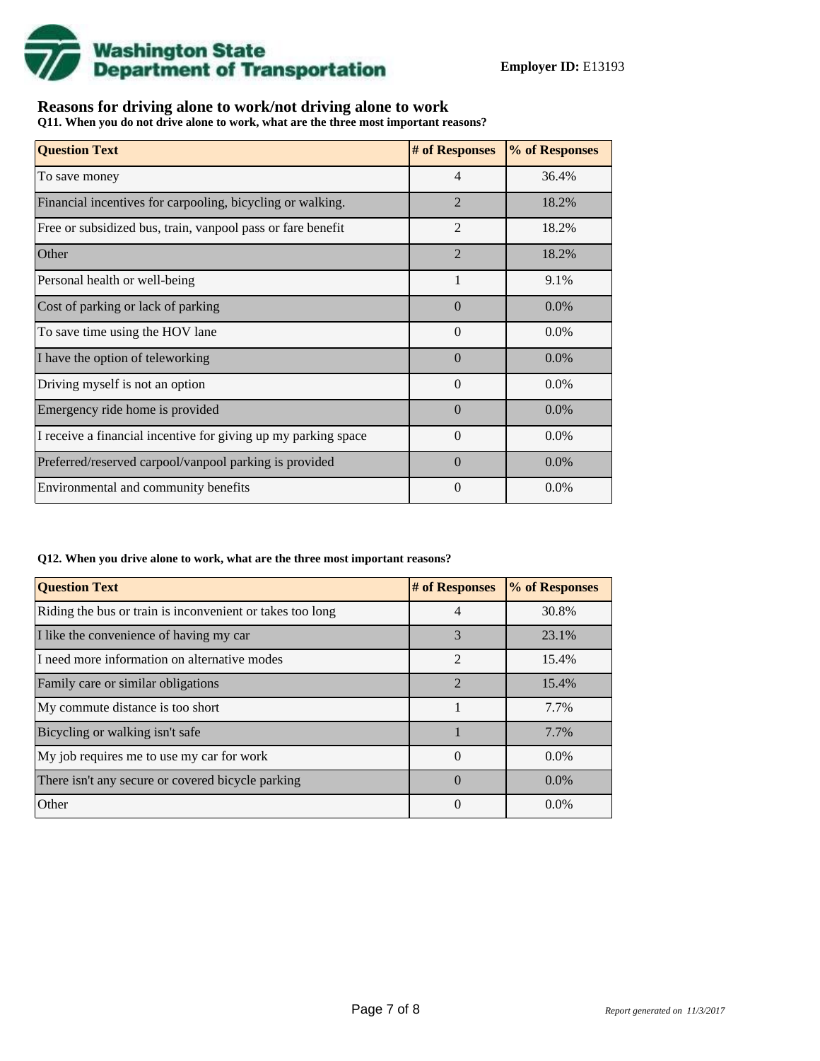**Employer ID:** E13193

## Reasons for driving alone to work/not driving alone to work

**Q11. When you do not drive alone to work, what are the three most important reasons?**

| Question Text | # of Responses | % of Responses |
|---|---|---|
| To save money | 4 | 36.4% |
| Financial incentives for carpooling, bicycling or walking. | 2 | 18.2% |
| Free or subsidized bus, train, vanpool pass or fare benefit | 2 | 18.2% |
| Other | 2 | 18.2% |
| Personal health or well-being | 1 | 9.1% |
| Cost of parking or lack of parking | 0 | 0.0% |
| To save time using the HOV lane | 0 | 0.0% |
| I have the option of teleworking | 0 | 0.0% |
| Driving myself is not an option | 0 | 0.0% |
| Emergency ride home is provided | 0 | 0.0% |
| I receive a financial incentive for giving up my parking space | 0 | 0.0% |
| Preferred/reserved carpool/vanpool parking is provided | 0 | 0.0% |
| Environmental and community benefits | 0 | 0.0% |

**Q12. When you drive alone to work, what are the three most important reasons?**

| Question Text | # of Responses | % of Responses |
|---|---|---|
| Riding the bus or train is inconvenient or takes too long | 4 | 30.8% |
| I like the convenience of having my car | 3 | 23.1% |
| I need more information on alternative modes | 2 | 15.4% |
| Family care or similar obligations | 2 | 15.4% |
| My commute distance is too short | 1 | 7.7% |
| Bicycling or walking isn't safe | 1 | 7.7% |
| My job requires me to use my car for work | 0 | 0.0% |
| There isn't any secure or covered bicycle parking | 0 | 0.0% |
| Other | 0 | 0.0% |

*Report generated on 11/3/2017*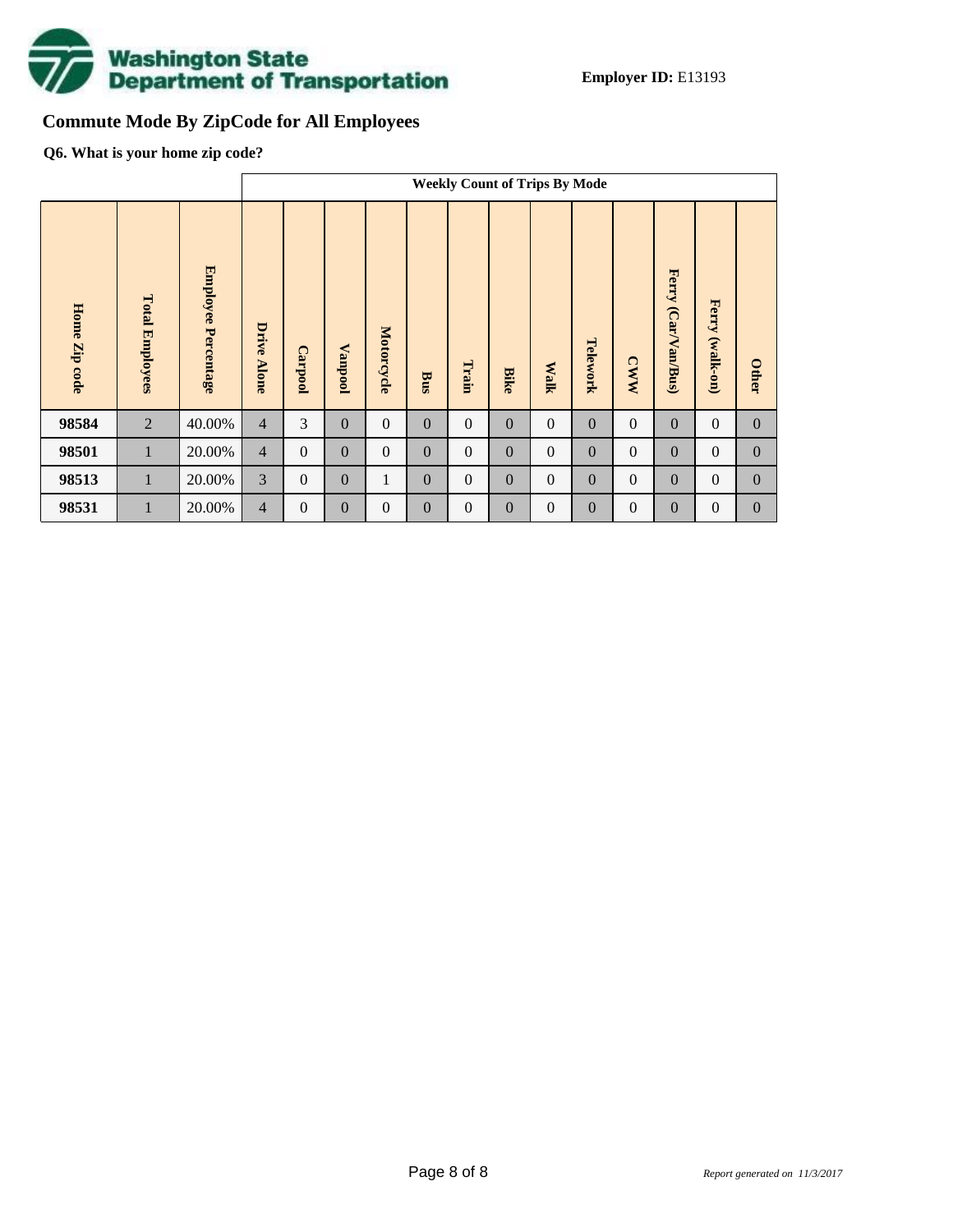**Employer ID:** E13193

## Commute Mode By ZipCode for All Employees

**Q6. What is your home zip code?**

| | | | Weekly Count of Trips By Mode | | | | | | | | | | | | | |
|---|---|---|---|---|---|---|---|---|---|---|---|---|---|---|---|---|
| **Home Zip code** | **Total Employees** | **Employee Percentage** | **Drive Alone** | **Carpool** | **Vanpool** | **Motorcycle** | **Bus** | **Train** | **Bike** | **Walk** | **Telework** | **CWW** | **Ferry (Car/Van/Bus)** | **Ferry (walk-on)** | **Other** |
| **98584** | 2 | 40.00% | 4 | 3 | 0 | 0 | 0 | 0 | 0 | 0 | 0 | 0 | 0 | 0 | 0 |
| **98501** | 1 | 20.00% | 4 | 0 | 0 | 0 | 0 | 0 | 0 | 0 | 0 | 0 | 0 | 0 | 0 |
| **98513** | 1 | 20.00% | 3 | 0 | 0 | 1 | 0 | 0 | 0 | 0 | 0 | 0 | 0 | 0 | 0 |
| **98531** | 1 | 20.00% | 4 | 0 | 0 | 0 | 0 | 0 | 0 | 0 | 0 | 0 | 0 | 0 | 0 |

*Report generated on 11/3/2017*